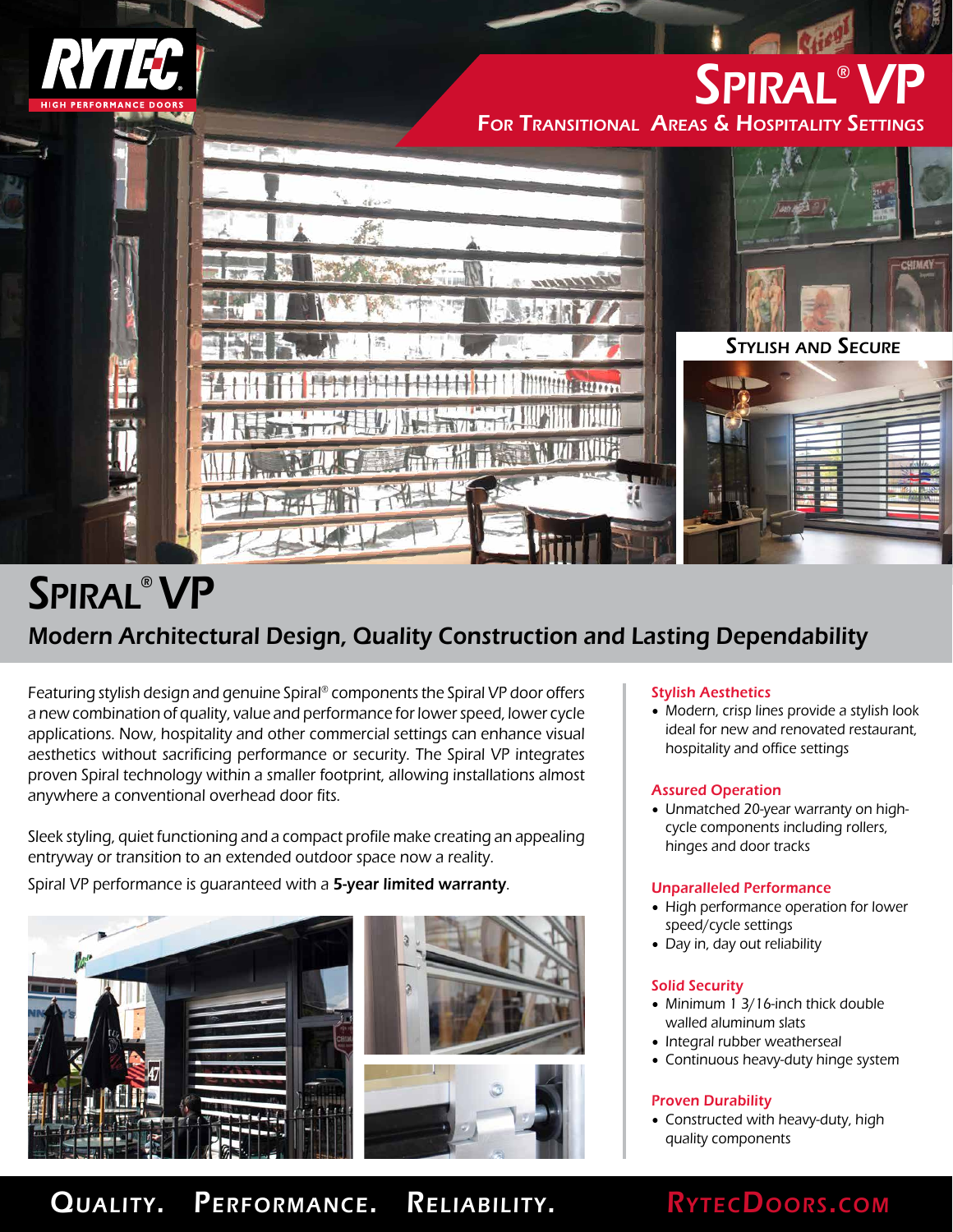RYTEC
HIGH PERFORMANCE DOORS

# SPIRAL® VP

FOR TRANSITIONAL AREAS & HOSPITALITY SETTINGS

STYLISH AND SECURE

# SPIRAL® VP

## Modern Architectural Design, Quality Construction and Lasting Dependability

Featuring stylish design and genuine Spiral® components the Spiral VP door offers a new combination of quality, value and performance for lower speed, lower cycle applications. Now, hospitality and other commercial settings can enhance visual aesthetics without sacrificing performance or security. The Spiral VP integrates proven Spiral technology within a smaller footprint, allowing installations almost anywhere a conventional overhead door fits.

Sleek styling, quiet functioning and a compact profile make creating an appealing entryway or transition to an extended outdoor space now a reality.

Spiral VP performance is guaranteed with a **5-year limited warranty**.

### Stylish Aesthetics

- Modern, crisp lines provide a stylish look ideal for new and renovated restaurant, hospitality and office settings

### Assured Operation

- Unmatched 20-year warranty on high-cycle components including rollers, hinges and door tracks

### Unparalleled Performance

- High performance operation for lower speed/cycle settings
- Day in, day out reliability

### Solid Security

- Minimum 1 3/16-inch thick double walled aluminum slats
- Integral rubber weatherseal
- Continuous heavy-duty hinge system

### Proven Durability

- Constructed with heavy-duty, high quality components

QUALITY. PERFORMANCE. RELIABILITY. RYTECDOORS.COM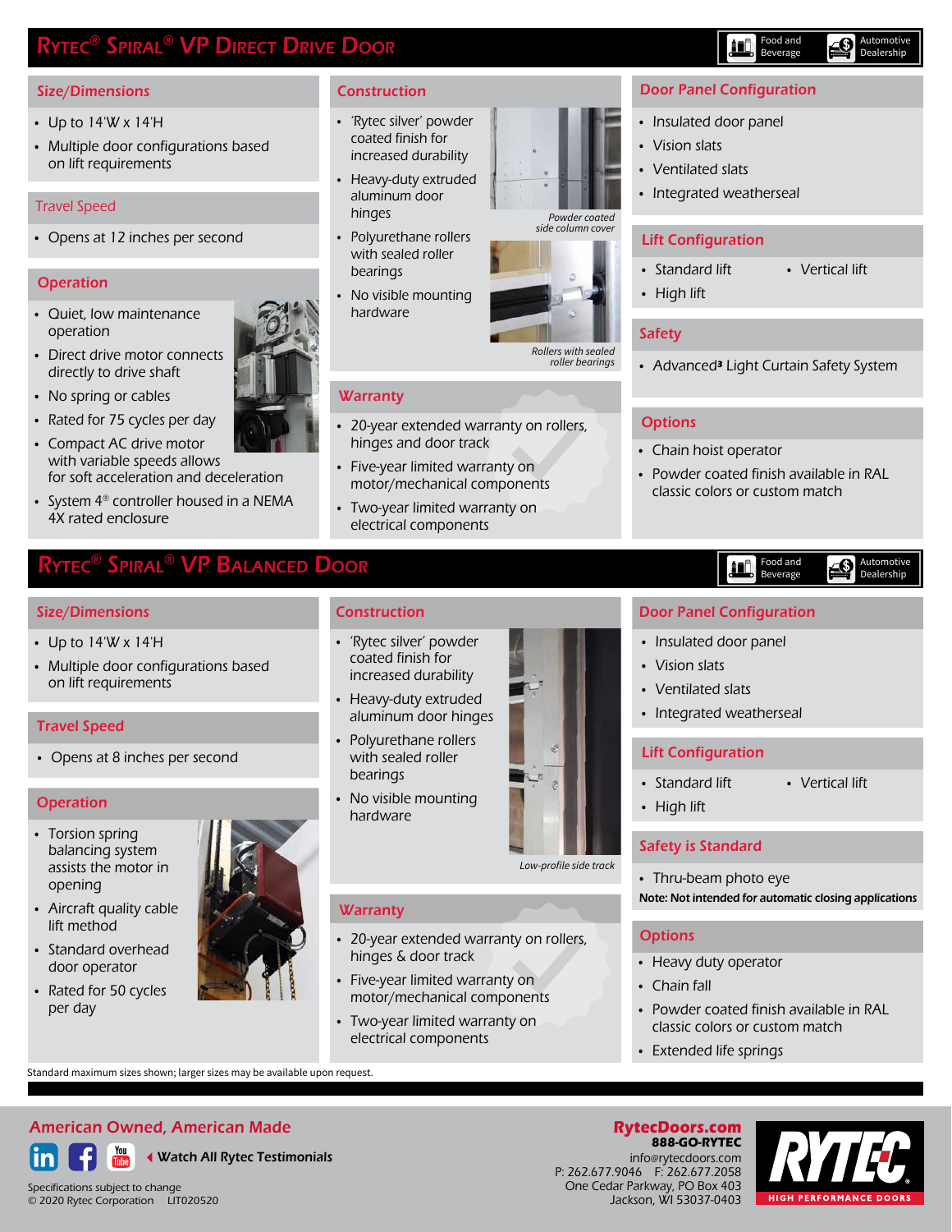# Rytec® Spiral® VP Direct Drive Door

Food and Beverage | Automotive Dealership

## Size/Dimensions

- Up to 14'W x 14'H
- Multiple door configurations based on lift requirements

## Travel Speed

- Opens at 12 inches per second

## Operation

- Quiet, low maintenance operation
- Direct drive motor connects directly to drive shaft
- No spring or cables
- Rated for 75 cycles per day
- Compact AC drive motor with variable speeds allows for soft acceleration and deceleration
- System 4® controller housed in a NEMA 4X rated enclosure

## Construction

- 'Rytec silver' powder coated finish for increased durability
- Heavy-duty extruded aluminum door hinges
- Polyurethane rollers with sealed roller bearings
- No visible mounting hardware

*Powder coated side column cover*

*Rollers with sealed roller bearings*

## Warranty

- 20-year extended warranty on rollers, hinges and door track
- Five-year limited warranty on motor/mechanical components
- Two-year limited warranty on electrical components

## Door Panel Configuration

- Insulated door panel
- Vision slats
- Ventilated slats
- Integrated weatherseal

## Lift Configuration

- Standard lift
- Vertical lift
- High lift

## Safety

- Advanced³ Light Curtain Safety System

## Options

- Chain hoist operator
- Powder coated finish available in RAL classic colors or custom match

# Rytec® Spiral® VP Balanced Door

Food and Beverage | Automotive Dealership

## Size/Dimensions

- Up to 14'W x 14'H
- Multiple door configurations based on lift requirements

## Travel Speed

- Opens at 8 inches per second

## Operation

- Torsion spring balancing system assists the motor in opening
- Aircraft quality cable lift method
- Standard overhead door operator
- Rated for 50 cycles per day

## Construction

- 'Rytec silver' powder coated finish for increased durability
- Heavy-duty extruded aluminum door hinges
- Polyurethane rollers with sealed roller bearings
- No visible mounting hardware

*Low-profile side track*

## Warranty

- 20-year extended warranty on rollers, hinges & door track
- Five-year limited warranty on motor/mechanical components
- Two-year limited warranty on electrical components

## Door Panel Configuration

- Insulated door panel
- Vision slats
- Ventilated slats
- Integrated weatherseal

## Lift Configuration

- Standard lift
- Vertical lift
- High lift

## Safety is Standard

- Thru-beam photo eye

**Note: Not intended for automatic closing applications**

## Options

- Heavy duty operator
- Chain fall
- Powder coated finish available in RAL classic colors or custom match
- Extended life springs

Standard maximum sizes shown; larger sizes may be available upon request.

**American Owned, American Made**

**Watch All Rytec Testimonials**

Specifications subject to change
© 2020 Rytec Corporation LIT020520

**RytecDoors.com**
**888-GO-RYTEC**
info@rytecdoors.com
P: 262.677.9046 F: 262.677.2058
One Cedar Parkway, PO Box 403
Jackson, WI 53037-0403

RYTEC HIGH PERFORMANCE DOORS